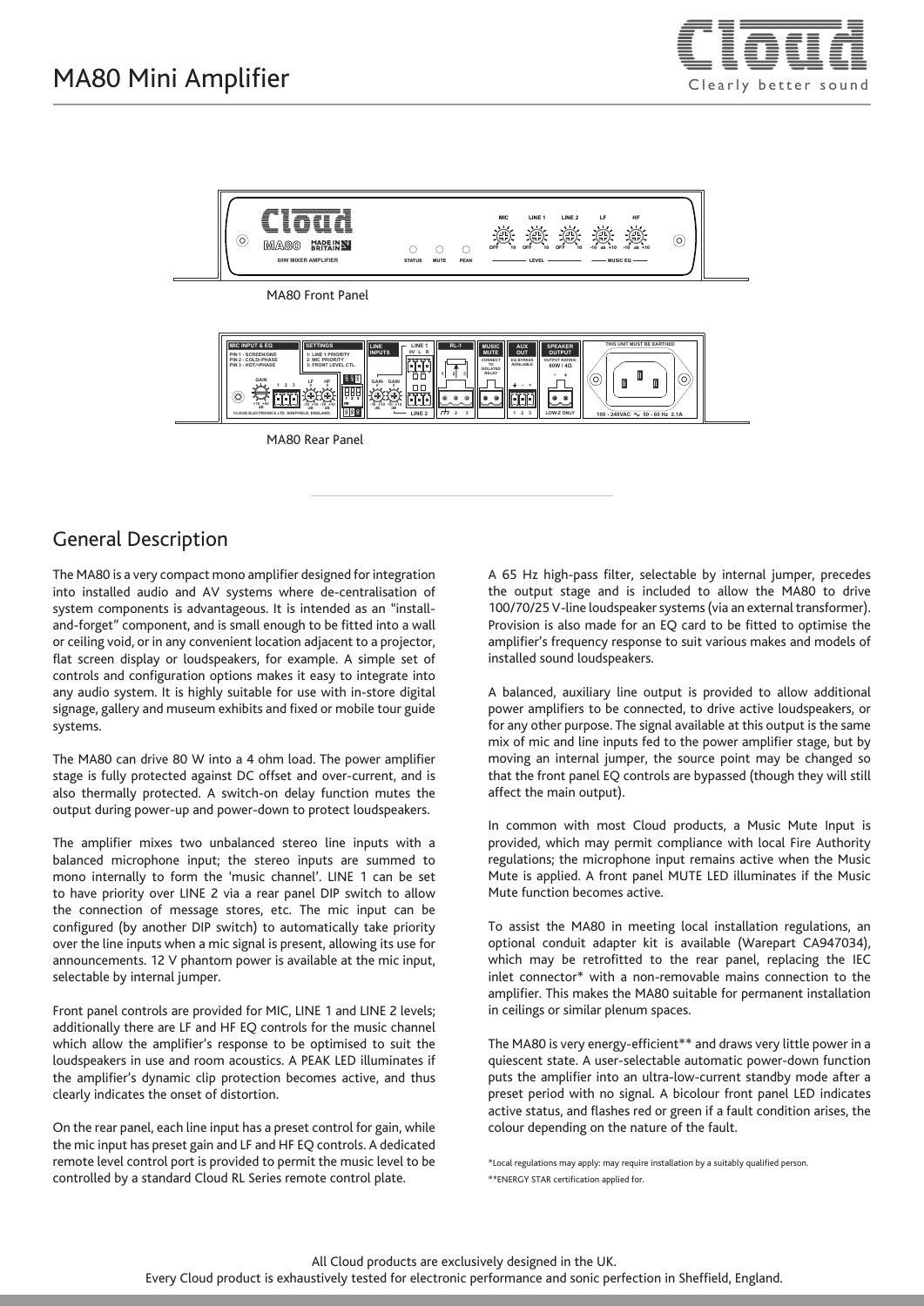# MA80 Mini Amplifier

MA80 Front Panel

MA80 Rear Panel

## General Description

The MA80 is a very compact mono amplifier designed for integration into installed audio and AV systems where de-centralisation of system components is advantageous. It is intended as an "install-and-forget" component, and is small enough to be fitted into a wall or ceiling void, or in any convenient location adjacent to a projector, flat screen display or loudspeakers, for example. A simple set of controls and configuration options makes it easy to integrate into any audio system. It is highly suitable for use with in-store digital signage, gallery and museum exhibits and fixed or mobile tour guide systems.

The MA80 can drive 80 W into a 4 ohm load. The power amplifier stage is fully protected against DC offset and over-current, and is also thermally protected. A switch-on delay function mutes the output during power-up and power-down to protect loudspeakers.

The amplifier mixes two unbalanced stereo line inputs with a balanced microphone input; the stereo inputs are summed to mono internally to form the 'music channel'. LINE 1 can be set to have priority over LINE 2 via a rear panel DIP switch to allow the connection of message stores, etc. The mic input can be configured (by another DIP switch) to automatically take priority over the line inputs when a mic signal is present, allowing its use for announcements. 12 V phantom power is available at the mic input, selectable by internal jumper.

Front panel controls are provided for MIC, LINE 1 and LINE 2 levels; additionally there are LF and HF EQ controls for the music channel which allow the amplifier's response to be optimised to suit the loudspeakers in use and room acoustics. A PEAK LED illuminates if the amplifier's dynamic clip protection becomes active, and thus clearly indicates the onset of distortion.

On the rear panel, each line input has a preset control for gain, while the mic input has preset gain and LF and HF EQ controls. A dedicated remote level control port is provided to permit the music level to be controlled by a standard Cloud RL Series remote control plate.

A 65 Hz high-pass filter, selectable by internal jumper, precedes the output stage and is included to allow the MA80 to drive 100/70/25 V-line loudspeaker systems (via an external transformer). Provision is also made for an EQ card to be fitted to optimise the amplifier's frequency response to suit various makes and models of installed sound loudspeakers.

A balanced, auxiliary line output is provided to allow additional power amplifiers to be connected, to drive active loudspeakers, or for any other purpose. The signal available at this output is the same mix of mic and line inputs fed to the power amplifier stage, but by moving an internal jumper, the source point may be changed so that the front panel EQ controls are bypassed (though they will still affect the main output).

In common with most Cloud products, a Music Mute Input is provided, which may permit compliance with local Fire Authority regulations; the microphone input remains active when the Music Mute is applied. A front panel MUTE LED illuminates if the Music Mute function becomes active.

To assist the MA80 in meeting local installation regulations, an optional conduit adapter kit is available (Warepart CA947034), which may be retrofitted to the rear panel, replacing the IEC inlet connector* with a non-removable mains connection to the amplifier. This makes the MA80 suitable for permanent installation in ceilings or similar plenum spaces.

The MA80 is very energy-efficient** and draws very little power in a quiescent state. A user-selectable automatic power-down function puts the amplifier into an ultra-low-current standby mode after a preset period with no signal. A bicolour front panel LED indicates active status, and flashes red or green if a fault condition arises, the colour depending on the nature of the fault.

*Local regulations may apply: may require installation by a suitably qualified person.

**ENERGY STAR certification applied for.

All Cloud products are exclusively designed in the UK.
Every Cloud product is exhaustively tested for electronic performance and sonic perfection in Sheffield, England.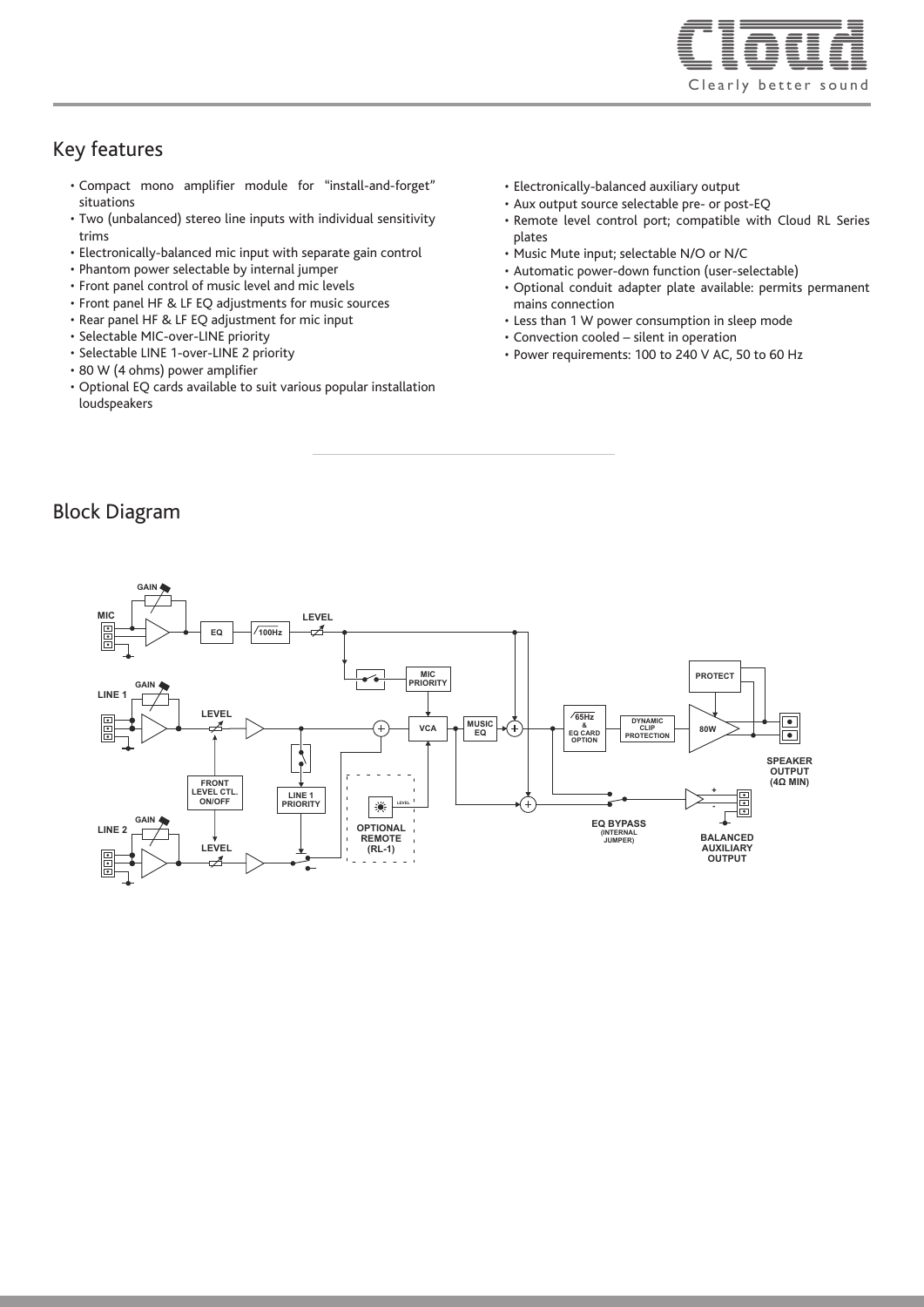## Key features

- Compact mono amplifier module for "install-and-forget" situations
- Two (unbalanced) stereo line inputs with individual sensitivity trims
- Electronically-balanced mic input with separate gain control
- Phantom power selectable by internal jumper
- Front panel control of music level and mic levels
- Front panel HF & LF EQ adjustments for music sources
- Rear panel HF & LF EQ adjustment for mic input
- Selectable MIC-over-LINE priority
- Selectable LINE 1-over-LINE 2 priority
- 80 W (4 ohms) power amplifier
- Optional EQ cards available to suit various popular installation loudspeakers
- Electronically-balanced auxiliary output
- Aux output source selectable pre- or post-EQ
- Remote level control port; compatible with Cloud RL Series plates
- Music Mute input; selectable N/O or N/C
- Automatic power-down function (user-selectable)
- Optional conduit adapter plate available: permits permanent mains connection
- Less than 1 W power consumption in sleep mode
- Convection cooled – silent in operation
- Power requirements: 100 to 240 V AC, 50 to 60 Hz

## Block Diagram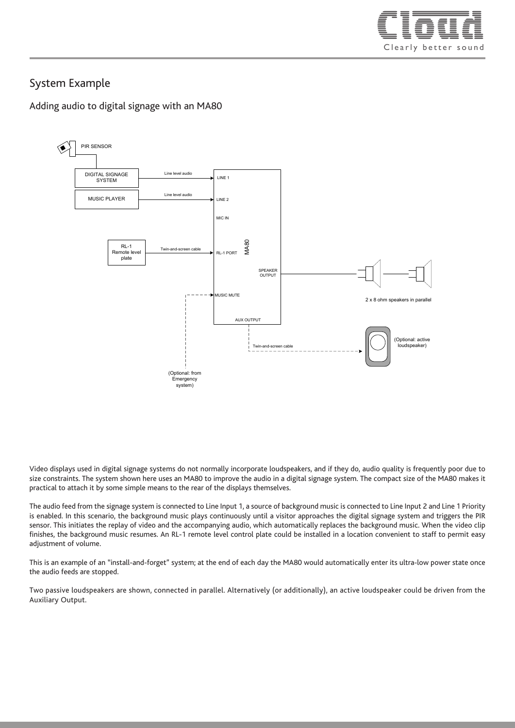## System Example

### Adding audio to digital signage with an MA80

PIR SENSOR

DIGITAL SIGNAGE SYSTEM — Line level audio → LINE 1

MUSIC PLAYER — Line level audio → LINE 2

MIC IN

RL-1 Remote level plate — Twin-and-screen cable → RL-1 PORT

MA80

SPEAKER OUTPUT

2 x 8 ohm speakers in parallel

MUSIC MUTE

(Optional: from Emergency system)

AUX OUTPUT

Twin-and-screen cable

(Optional: active loudspeaker)

Video displays used in digital signage systems do not normally incorporate loudspeakers, and if they do, audio quality is frequently poor due to size constraints. The system shown here uses an MA80 to improve the audio in a digital signage system. The compact size of the MA80 makes it practical to attach it by some simple means to the rear of the displays themselves.

The audio feed from the signage system is connected to Line Input 1, a source of background music is connected to Line Input 2 and Line 1 Priority is enabled. In this scenario, the background music plays continuously until a visitor approaches the digital signage system and triggers the PIR sensor. This initiates the replay of video and the accompanying audio, which automatically replaces the background music. When the video clip finishes, the background music resumes. An RL-1 remote level control plate could be installed in a location convenient to staff to permit easy adjustment of volume.

This is an example of an "install-and-forget" system; at the end of each day the MA80 would automatically enter its ultra-low power state once the audio feeds are stopped.

Two passive loudspeakers are shown, connected in parallel. Alternatively (or additionally), an active loudspeaker could be driven from the Auxiliary Output.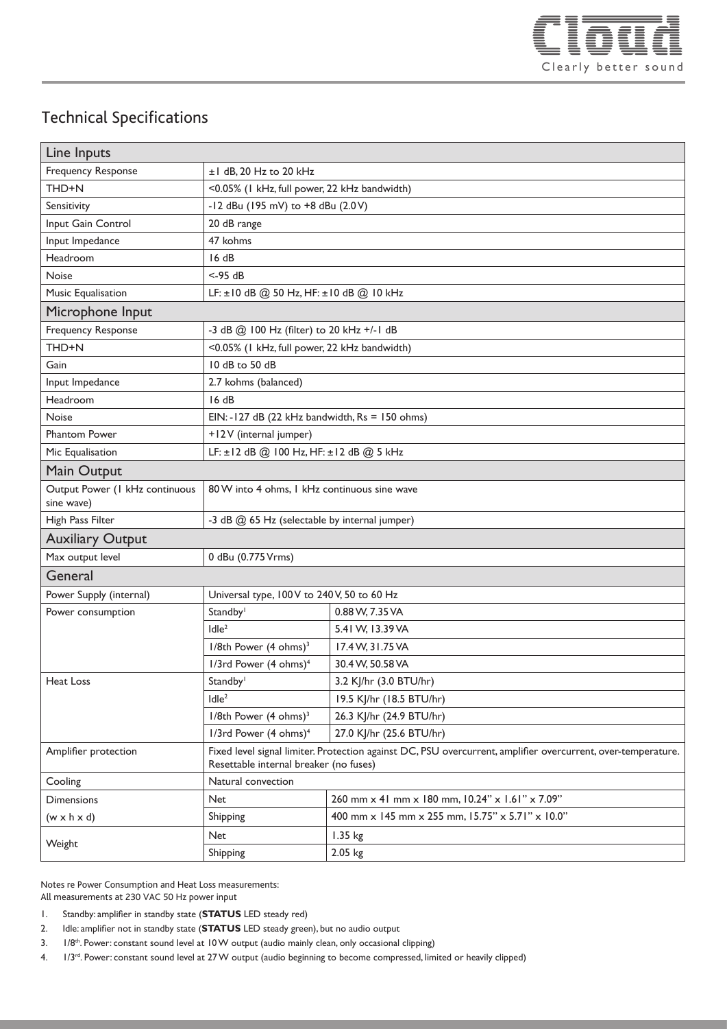# Technical Specifications

| Line Inputs | | |
|---|---|---|
| Frequency Response | ±1 dB, 20 Hz to 20 kHz | |
| THD+N | <0.05% (1 kHz, full power, 22 kHz bandwidth) | |
| Sensitivity | -12 dBu (195 mV) to +8 dBu (2.0 V) | |
| Input Gain Control | 20 dB range | |
| Input Impedance | 47 kohms | |
| Headroom | 16 dB | |
| Noise | <-95 dB | |
| Music Equalisation | LF: ±10 dB @ 50 Hz, HF: ±10 dB @ 10 kHz | |
| **Microphone Input** | | |
| Frequency Response | -3 dB @ 100 Hz (filter) to 20 kHz +/-1 dB | |
| THD+N | <0.05% (1 kHz, full power, 22 kHz bandwidth) | |
| Gain | 10 dB to 50 dB | |
| Input Impedance | 2.7 kohms (balanced) | |
| Headroom | 16 dB | |
| Noise | EIN: -127 dB (22 kHz bandwidth, Rs = 150 ohms) | |
| Phantom Power | +12 V (internal jumper) | |
| Mic Equalisation | LF: ±12 dB @ 100 Hz, HF: ±12 dB @ 5 kHz | |
| **Main Output** | | |
| Output Power (1 kHz continuous sine wave) | 80 W into 4 ohms, 1 kHz continuous sine wave | |
| High Pass Filter | -3 dB @ 65 Hz (selectable by internal jumper) | |
| **Auxiliary Output** | | |
| Max output level | 0 dBu (0.775 Vrms) | |
| **General** | | |
| Power Supply (internal) | Universal type, 100 V to 240 V, 50 to 60 Hz | |
| Power consumption | Standby[1] | 0.88 W, 7.35 VA |
| | Idle[2] | 5.41 W, 13.39 VA |
| | 1/8th Power (4 ohms)[3] | 17.4 W, 31.75 VA |
| | 1/3rd Power (4 ohms)[4] | 30.4 W, 50.58 VA |
| Heat Loss | Standby[1] | 3.2 KJ/hr (3.0 BTU/hr) |
| | Idle[2] | 19.5 KJ/hr (18.5 BTU/hr) |
| | 1/8th Power (4 ohms)[3] | 26.3 KJ/hr (24.9 BTU/hr) |
| | 1/3rd Power (4 ohms)[4] | 27.0 KJ/hr (25.6 BTU/hr) |
| Amplifier protection | Fixed level signal limiter. Protection against DC, PSU overcurrent, amplifier overcurrent, over-temperature. Resettable internal breaker (no fuses) | |
| Cooling | Natural convection | |
| Dimensions (w x h x d) | Net | 260 mm x 41 mm x 180 mm, 10.24" x 1.61" x 7.09" |
| | Shipping | 400 mm x 145 mm x 255 mm, 15.75" x 5.71" x 10.0" |
| Weight | Net | 1.35 kg |
| | Shipping | 2.05 kg |

Notes re Power Consumption and Heat Loss measurements:
All measurements at 230 VAC 50 Hz power input

1. Standby: amplifier in standby state (**STATUS** LED steady red)
2. Idle: amplifier not in standby state (**STATUS** LED steady green), but no audio output
3. 1/8th. Power: constant sound level at 10 W output (audio mainly clean, only occasional clipping)
4. 1/3rd. Power: constant sound level at 27 W output (audio beginning to become compressed, limited or heavily clipped)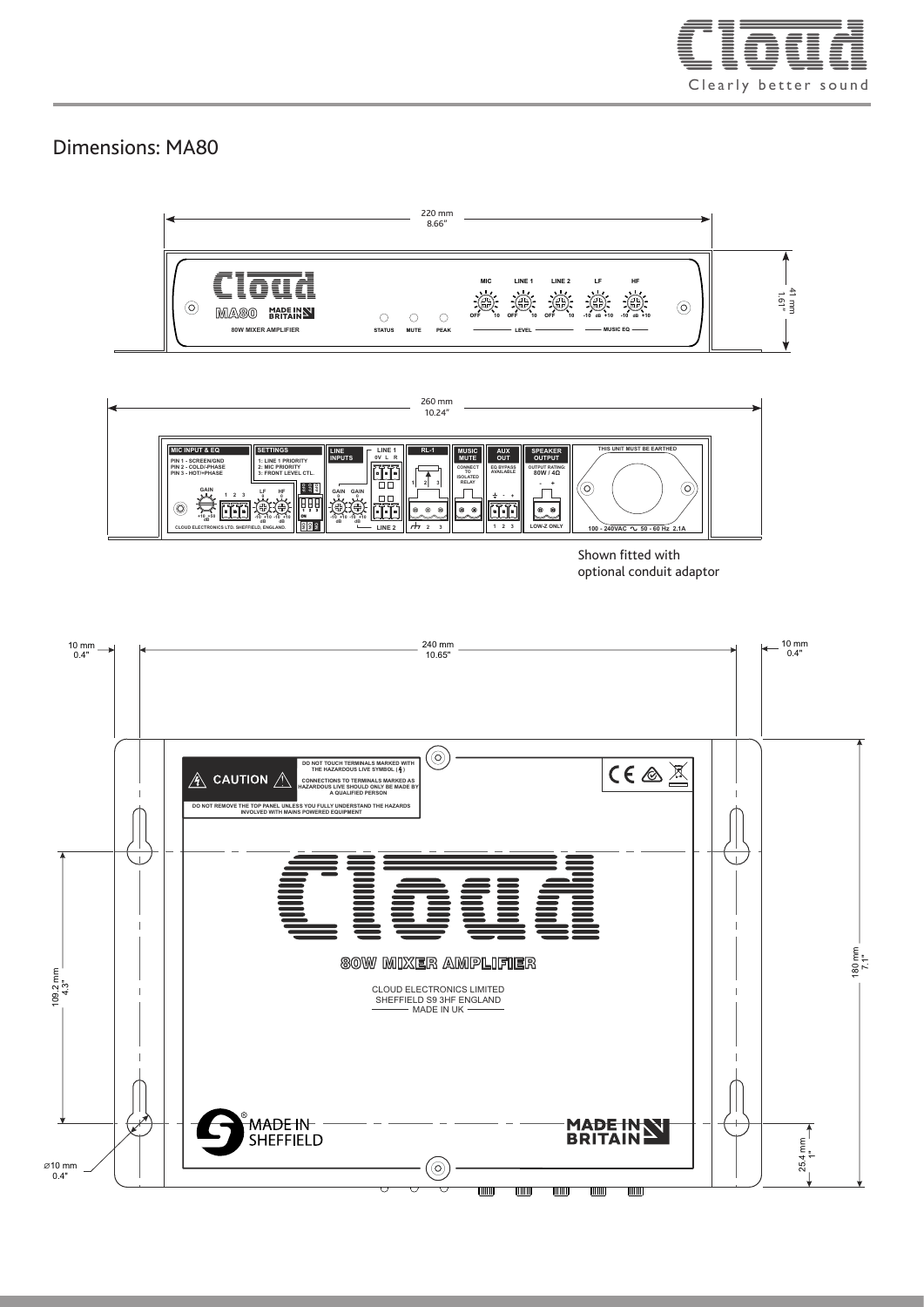# Dimensions: MA80

220 mm
8.66"

41 mm
1.61"

260 mm
10.24"

Shown fitted with optional conduit adaptor

10 mm
0.4"

240 mm
10.65"

10 mm
0.4"

109.2 mm
4.3"

180 mm
7.1"

25.4 mm
1"

⌀10 mm
0.4"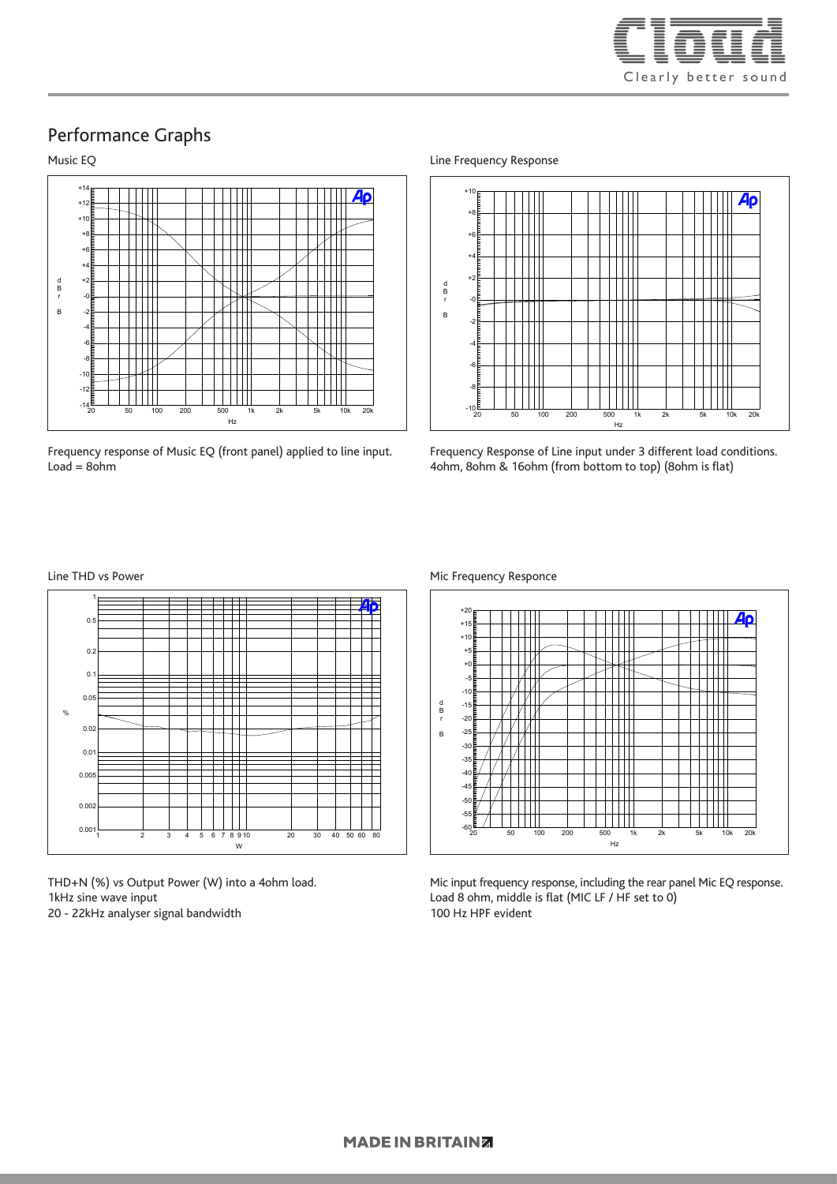# Performance Graphs

## Music EQ

Frequency response of Music EQ (front panel) applied to line input.
Load = 8ohm

## Line Frequency Response

Frequency Response of Line input under 3 different load conditions.
4ohm, 8ohm & 16ohm (from bottom to top) (8ohm is flat)

## Line THD vs Power

THD+N (%) vs Output Power (W) into a 4ohm load.
1kHz sine wave input
20 - 22kHz analyser signal bandwidth

## Mic Frequency Responce

Mic input frequency response, including the rear panel Mic EQ response.
Load 8 ohm, middle is flat (MIC LF / HF set to 0)
100 Hz HPF evident

MADE IN BRITAIN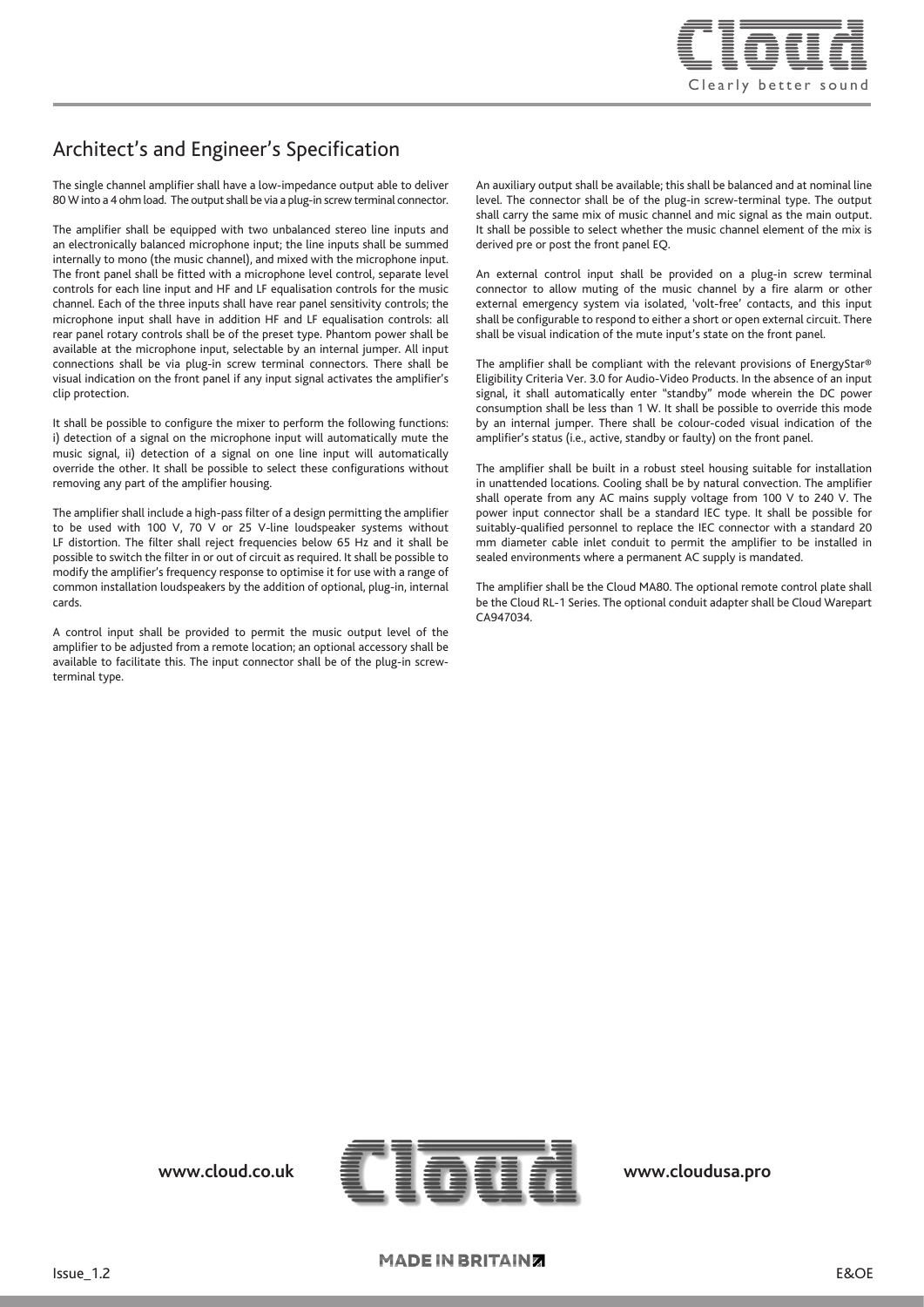# Architect's and Engineer's Specification

The single channel amplifier shall have a low-impedance output able to deliver 80 W into a 4 ohm load. The output shall be via a plug-in screw terminal connector.

The amplifier shall be equipped with two unbalanced stereo line inputs and an electronically balanced microphone input; the line inputs shall be summed internally to mono (the music channel), and mixed with the microphone input. The front panel shall be fitted with a microphone level control, separate level controls for each line input and HF and LF equalisation controls for the music channel. Each of the three inputs shall have rear panel sensitivity controls; the microphone input shall have in addition HF and LF equalisation controls: all rear panel rotary controls shall be of the preset type. Phantom power shall be available at the microphone input, selectable by an internal jumper. All input connections shall be via plug-in screw terminal connectors. There shall be visual indication on the front panel if any input signal activates the amplifier's clip protection.

It shall be possible to configure the mixer to perform the following functions: i) detection of a signal on the microphone input will automatically mute the music signal, ii) detection of a signal on one line input will automatically override the other. It shall be possible to select these configurations without removing any part of the amplifier housing.

The amplifier shall include a high-pass filter of a design permitting the amplifier to be used with 100 V, 70 V or 25 V-line loudspeaker systems without LF distortion. The filter shall reject frequencies below 65 Hz and it shall be possible to switch the filter in or out of circuit as required. It shall be possible to modify the amplifier's frequency response to optimise it for use with a range of common installation loudspeakers by the addition of optional, plug-in, internal cards.

A control input shall be provided to permit the music output level of the amplifier to be adjusted from a remote location; an optional accessory shall be available to facilitate this. The input connector shall be of the plug-in screw-terminal type.

An auxiliary output shall be available; this shall be balanced and at nominal line level. The connector shall be of the plug-in screw-terminal type. The output shall carry the same mix of music channel and mic signal as the main output. It shall be possible to select whether the music channel element of the mix is derived pre or post the front panel EQ.

An external control input shall be provided on a plug-in screw terminal connector to allow muting of the music channel by a fire alarm or other external emergency system via isolated, 'volt-free' contacts, and this input shall be configurable to respond to either a short or open external circuit. There shall be visual indication of the mute input's state on the front panel.

The amplifier shall be compliant with the relevant provisions of EnergyStar® Eligibility Criteria Ver. 3.0 for Audio-Video Products. In the absence of an input signal, it shall automatically enter "standby" mode wherein the DC power consumption shall be less than 1 W. It shall be possible to override this mode by an internal jumper. There shall be colour-coded visual indication of the amplifier's status (i.e., active, standby or faulty) on the front panel.

The amplifier shall be built in a robust steel housing suitable for installation in unattended locations. Cooling shall be by natural convection. The amplifier shall operate from any AC mains supply voltage from 100 V to 240 V. The power input connector shall be a standard IEC type. It shall be possible for suitably-qualified personnel to replace the IEC connector with a standard 20 mm diameter cable inlet conduit to permit the amplifier to be installed in sealed environments where a permanent AC supply is mandated.

The amplifier shall be the Cloud MA80. The optional remote control plate shall be the Cloud RL-1 Series. The optional conduit adapter shall be Cloud Warepart CA947034.

**www.cloud.co.uk** **www.cloudusa.pro**

MADE IN BRITAIN

Issue_1.2 E&OE